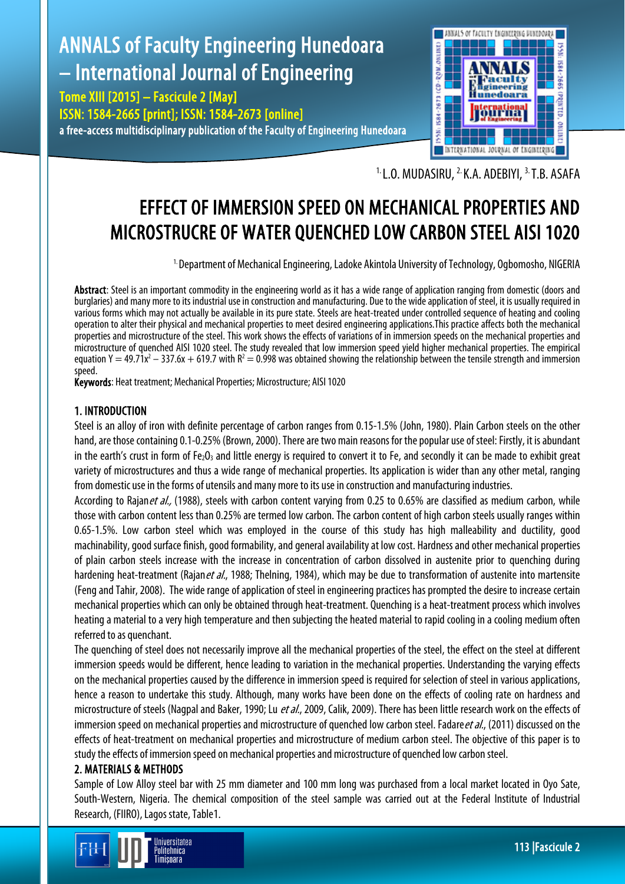[1.] L.O. MUDASIRU, [2.] K.A. ADEBIYI, [3.] T.B. ASAFA

# EFFECT OF IMMERSION SPEED ON MECHANICAL PROPERTIES AND MICROSTRUCRE OF WATER QUENCHED LOW CARBON STEEL AISI 1020

[1.] Department of Mechanical Engineering, Ladoke Akintola University of Technology, Ogbomosho, NIGERIA

**Abstract**: Steel is an important commodity in the engineering world as it has a wide range of application ranging from domestic (doors and burglaries) and many more to its industrial use in construction and manufacturing. Due to the wide application of steel, it is usually required in various forms which may not actually be available in its pure state. Steels are heat-treated under controlled sequence of heating and cooling operation to alter their physical and mechanical properties to meet desired engineering applications.This practice affects both the mechanical properties and microstructure of the steel. This work shows the effects of variations of in immersion speeds on the mechanical properties and microstructure of quenched AISI 1020 steel. The study revealed that low immersion speed yield higher mechanical properties. The empirical equation $Y = 49.71x^2 - 337.6x + 619.7$ with $R^2 = 0.998$ was obtained showing the relationship between the tensile strength and immersion speed.

**Keywords**: Heat treatment; Mechanical Properties; Microstructure; AISI 1020

## 1. INTRODUCTION

Steel is an alloy of iron with definite percentage of carbon ranges from 0.15-1.5% (John, 1980). Plain Carbon steels on the other hand, are those containing 0.1-0.25% (Brown, 2000). There are two main reasons for the popular use of steel: Firstly, it is abundant in the earth's crust in form of $Fe_2O_3$ and little energy is required to convert it to Fe, and secondly it can be made to exhibit great variety of microstructures and thus a wide range of mechanical properties. Its application is wider than any other metal, ranging from domestic use in the forms of utensils and many more to its use in construction and manufacturing industries.

According to Rajan*et al.,* (1988), steels with carbon content varying from 0.25 to 0.65% are classified as medium carbon, while those with carbon content less than 0.25% are termed low carbon. The carbon content of high carbon steels usually ranges within 0.65-1.5%. Low carbon steel which was employed in the course of this study has high malleability and ductility, good machinability, good surface finish, good formability, and general availability at low cost. Hardness and other mechanical properties of plain carbon steels increase with the increase in concentration of carbon dissolved in austenite prior to quenching during hardening heat-treatment (Rajan*et al.*, 1988; Thelning, 1984), which may be due to transformation of austenite into martensite (Feng and Tahir, 2008). The wide range of application of steel in engineering practices has prompted the desire to increase certain mechanical properties which can only be obtained through heat-treatment. Quenching is a heat-treatment process which involves heating a material to a very high temperature and then subjecting the heated material to rapid cooling in a cooling medium often referred to as quenchant.

The quenching of steel does not necessarily improve all the mechanical properties of the steel, the effect on the steel at different immersion speeds would be different, hence leading to variation in the mechanical properties. Understanding the varying effects on the mechanical properties caused by the difference in immersion speed is required for selection of steel in various applications, hence a reason to undertake this study. Although, many works have been done on the effects of cooling rate on hardness and microstructure of steels (Nagpal and Baker, 1990; Lu *et al.*, 2009, Calik, 2009). There has been little research work on the effects of immersion speed on mechanical properties and microstructure of quenched low carbon steel. Fadare*et al.*, (2011) discussed on the effects of heat-treatment on mechanical properties and microstructure of medium carbon steel. The objective of this paper is to study the effects of immersion speed on mechanical properties and microstructure of quenched low carbon steel.

## 2. MATERIALS & METHODS

Sample of Low Alloy steel bar with 25 mm diameter and 100 mm long was purchased from a local market located in Oyo Sate, South-Western, Nigeria. The chemical composition of the steel sample was carried out at the Federal Institute of Industrial Research, (FIIRO), Lagos state, Table1.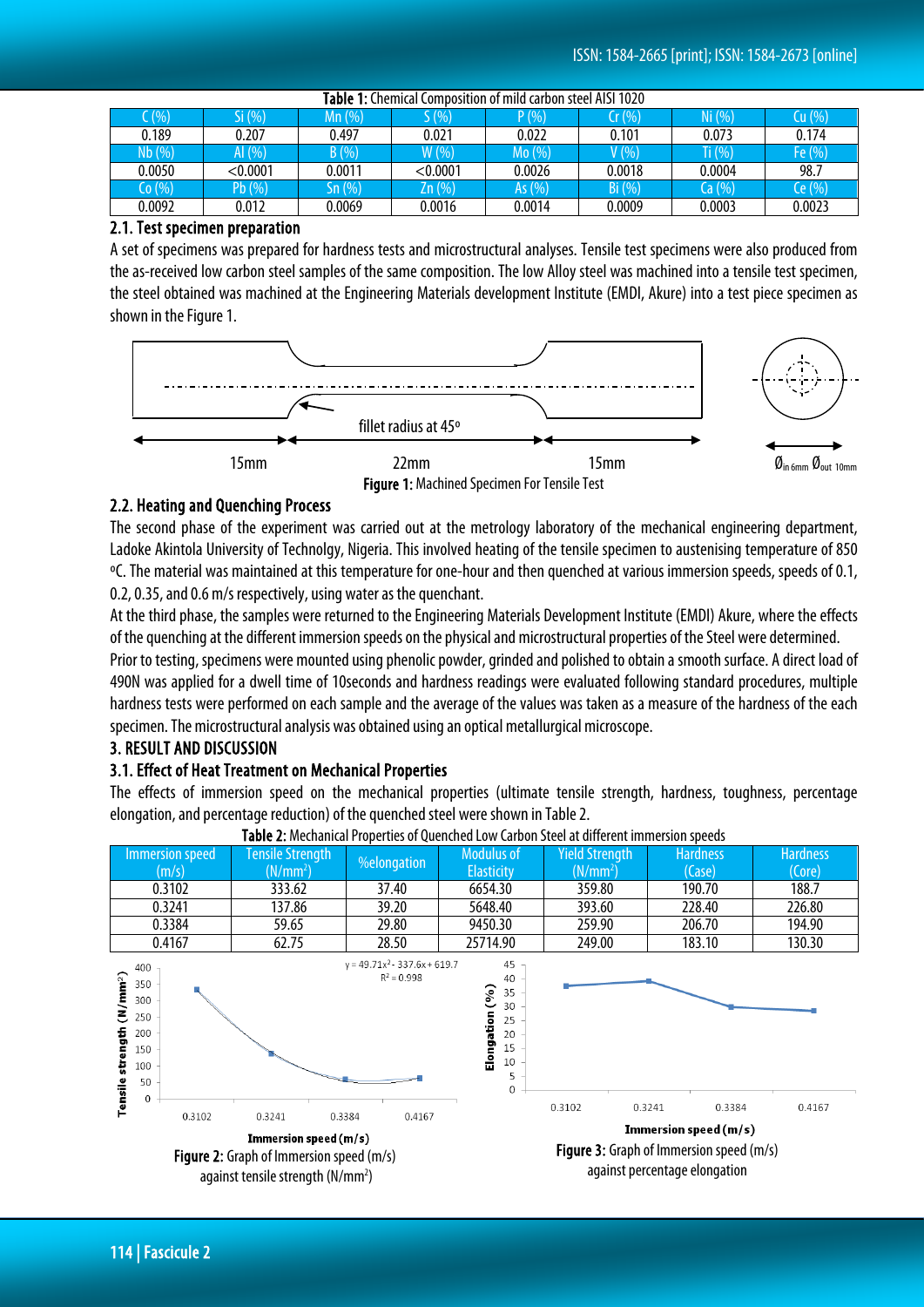Table 1: Chemical Composition of mild carbon steel AISI 1020

| C (%) | Si (%) | Mn (%) | S (%) | P (%) | Cr (%) | Ni (%) | Cu (%) |
|---|---|---|---|---|---|---|---|
| 0.189 | 0.207 | 0.497 | 0.021 | 0.022 | 0.101 | 0.073 | 0.174 |
| Nb (%) | Al (%) | B (%) | W (%) | Mo (%) | V (%) | Ti (%) | Fe (%) |
| 0.0050 | <0.0001 | 0.0011 | <0.0001 | 0.0026 | 0.0018 | 0.0004 | 98.7 |
| Co (%) | Pb (%) | Sn (%) | Zn (%) | As (%) | Bi (%) | Ca (%) | Ce (%) |
| 0.0092 | 0.012 | 0.0069 | 0.0016 | 0.0014 | 0.0009 | 0.0003 | 0.0023 |

## 2.1. Test specimen preparation

A set of specimens was prepared for hardness tests and microstructural analyses. Tensile test specimens were also produced from the as-received low carbon steel samples of the same composition. The low Alloy steel was machined into a tensile test specimen, the steel obtained was machined at the Engineering Materials development Institute (EMDI, Akure) into a test piece specimen as shown in the Figure 1.

fillet radius at 45°

15mm

22mm

15mm

Ø$_{in\ 6mm}$ Ø$_{out\ 10mm}$

Figure 1: Machined Specimen For Tensile Test

## 2.2. Heating and Quenching Process

The second phase of the experiment was carried out at the metrology laboratory of the mechanical engineering department, Ladoke Akintola University of Technolgy, Nigeria. This involved heating of the tensile specimen to austenising temperature of 850 ºC. The material was maintained at this temperature for one-hour and then quenched at various immersion speeds, speeds of 0.1, 0.2, 0.35, and 0.6 m/s respectively, using water as the quenchant.

At the third phase, the samples were returned to the Engineering Materials Development Institute (EMDI) Akure, where the effects of the quenching at the different immersion speeds on the physical and microstructural properties of the Steel were determined.

Prior to testing, specimens were mounted using phenolic powder, grinded and polished to obtain a smooth surface. A direct load of 490N was applied for a dwell time of 10seconds and hardness readings were evaluated following standard procedures, multiple hardness tests were performed on each sample and the average of the values was taken as a measure of the hardness of the each specimen. The microstructural analysis was obtained using an optical metallurgical microscope.

# 3. RESULT AND DISCUSSION

## 3.1. Effect of Heat Treatment on Mechanical Properties

The effects of immersion speed on the mechanical properties (ultimate tensile strength, hardness, toughness, percentage elongation, and percentage reduction) of the quenched steel were shown in Table 2.

Table 2: Mechanical Properties of Quenched Low Carbon Steel at different immersion speeds

| Immersion speed (m/s) | Tensile Strength (N/mm²) | %elongation | Modulus of Elasticity | Yield Strength (N/mm²) | Hardness (Case) | Hardness (Core) |
|---|---|---|---|---|---|---|
| 0.3102 | 333.62 | 37.40 | 6654.30 | 359.80 | 190.70 | 188.7 |
| 0.3241 | 137.86 | 39.20 | 5648.40 | 393.60 | 228.40 | 226.80 |
| 0.3384 | 59.65 | 29.80 | 9450.30 | 259.90 | 206.70 | 194.90 |
| 0.4167 | 62.75 | 28.50 | 25714.90 | 249.00 | 183.10 | 130.30 |

$y = 49.71x^2 - 337.6x + 619.7$

$R^2 = 0.998$

Tensile strength (N/mm²)

400 350 300 250 200 150 100 50 0

0.3102 0.3241 0.3384 0.4167

Immersion speed (m/s)

Figure 2: Graph of Immersion speed (m/s) against tensile strength (N/mm²)

Elongation (%)

45 40 35 30 25 20 15 10 5 0

0.3102 0.3241 0.3384 0.4167

Immersion speed (m/s)

Figure 3: Graph of Immersion speed (m/s) against percentage elongation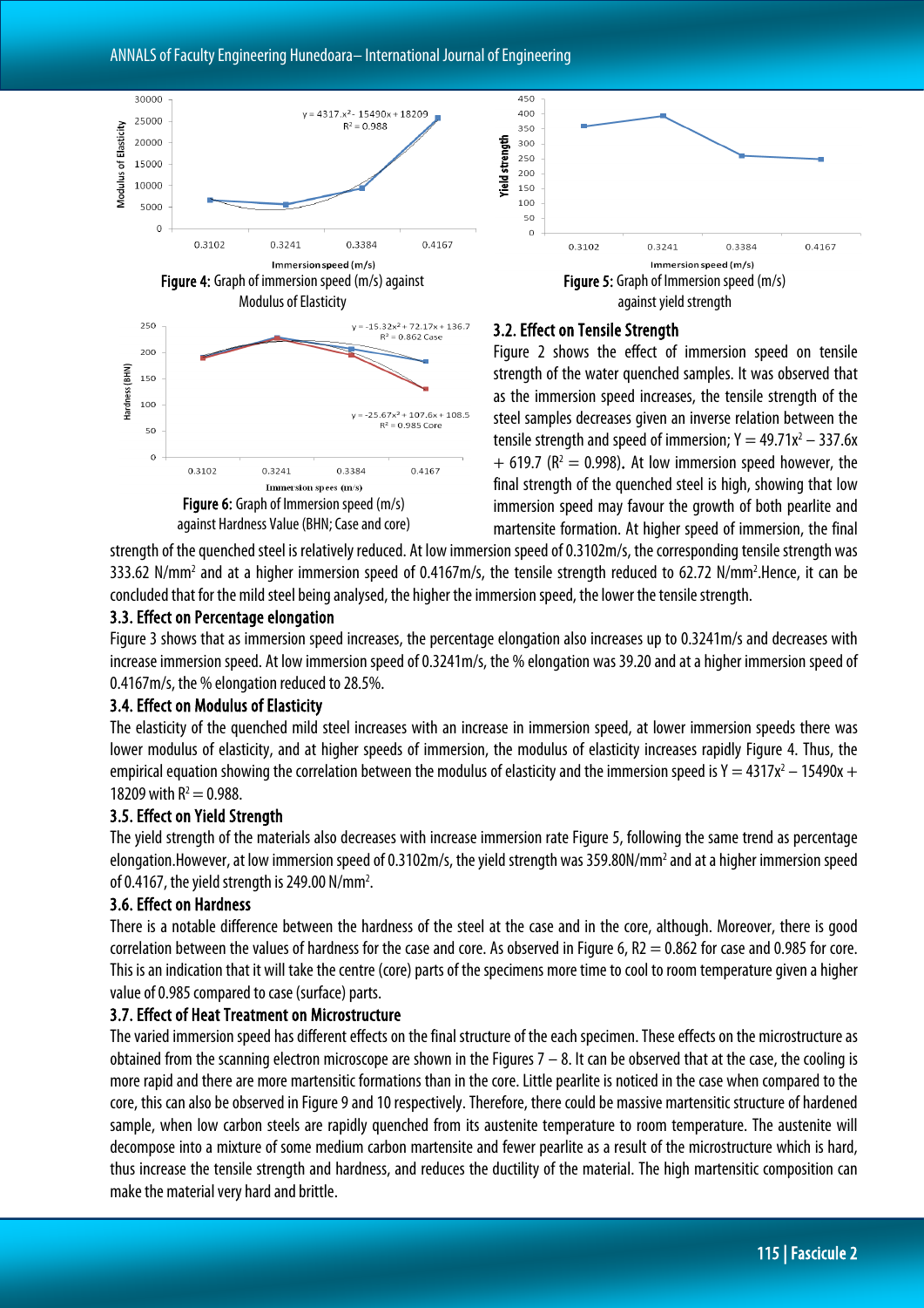30000
25000
20000
15000
10000
5000
0

Modulus of Elasticity

$y = 4317.x^2 - 15490x + 18209$
$R^2 = 0.988$

0.3102 0.3241 0.3384 0.4167

Immersion speed (m/s)

**Figure 4:** Graph of immersion speed (m/s) against Modulus of Elasticity

450
400
350
300
250
200
150
100
50
0

Yield strength

0.3102 0.3241 0.3384 0.4167

Immersion speed (m/s)

**Figure 5:** Graph of Immersion speed (m/s) against yield strength

250
200
150
100
50
0

Hardness (BHN)

$y = -15.32x^2 + 72.17x + 136.7$
$R^2 = 0.862$ Case

$y = -25.67x^2 + 107.6x + 108.5$
$R^2 = 0.985$ Core

0.3102 0.3241 0.3384 0.4167

Immersion spees (m/s)

**Figure 6:** Graph of Immersion speed (m/s) against Hardness Value (BHN; Case and core)

### 3.2. Effect on Tensile Strength

Figure 2 shows the effect of immersion speed on tensile strength of the water quenched samples. It was observed that as the immersion speed increases, the tensile strength of the steel samples decreases given an inverse relation between the tensile strength and speed of immersion; $Y = 49.71x^2 - 337.6x + 619.7$ ($R^2 = 0.998$). At low immersion speed however, the final strength of the quenched steel is high, showing that low immersion speed may favour the growth of both pearlite and martensite formation. At higher speed of immersion, the final strength of the quenched steel is relatively reduced. At low immersion speed of 0.3102m/s, the corresponding tensile strength was 333.62 $N/mm^2$ and at a higher immersion speed of 0.4167m/s, the tensile strength reduced to 62.72 $N/mm^2$.Hence, it can be concluded that for the mild steel being analysed, the higher the immersion speed, the lower the tensile strength.

### 3.3. Effect on Percentage elongation

Figure 3 shows that as immersion speed increases, the percentage elongation also increases up to 0.3241m/s and decreases with increase immersion speed. At low immersion speed of 0.3241m/s, the % elongation was 39.20 and at a higher immersion speed of 0.4167m/s, the % elongation reduced to 28.5%.

### 3.4. Effect on Modulus of Elasticity

The elasticity of the quenched mild steel increases with an increase in immersion speed, at lower immersion speeds there was lower modulus of elasticity, and at higher speeds of immersion, the modulus of elasticity increases rapidly Figure 4. Thus, the empirical equation showing the correlation between the modulus of elasticity and the immersion speed is $Y = 4317x^2 - 15490x + 18209$ with $R^2 = 0.988$.

### 3.5. Effect on Yield Strength

The yield strength of the materials also decreases with increase immersion rate Figure 5, following the same trend as percentage elongation.However, at low immersion speed of 0.3102m/s, the yield strength was 359.80$N/mm^2$ and at a higher immersion speed of 0.4167, the yield strength is 249.00 $N/mm^2$.

### 3.6. Effect on Hardness

There is a notable difference between the hardness of the steel at the case and in the core, although. Moreover, there is good correlation between the values of hardness for the case and core. As observed in Figure 6, R2 = 0.862 for case and 0.985 for core. This is an indication that it will take the centre (core) parts of the specimens more time to cool to room temperature given a higher value of 0.985 compared to case (surface) parts.

### 3.7. Effect of Heat Treatment on Microstructure

The varied immersion speed has different effects on the final structure of the each specimen. These effects on the microstructure as obtained from the scanning electron microscope are shown in the Figures 7 – 8. It can be observed that at the case, the cooling is more rapid and there are more martensitic formations than in the core. Little pearlite is noticed in the case when compared to the core, this can also be observed in Figure 9 and 10 respectively. Therefore, there could be massive martensitic structure of hardened sample, when low carbon steels are rapidly quenched from its austenite temperature to room temperature. The austenite will decompose into a mixture of some medium carbon martensite and fewer pearlite as a result of the microstructure which is hard, thus increase the tensile strength and hardness, and reduces the ductility of the material. The high martensitic composition can make the material very hard and brittle.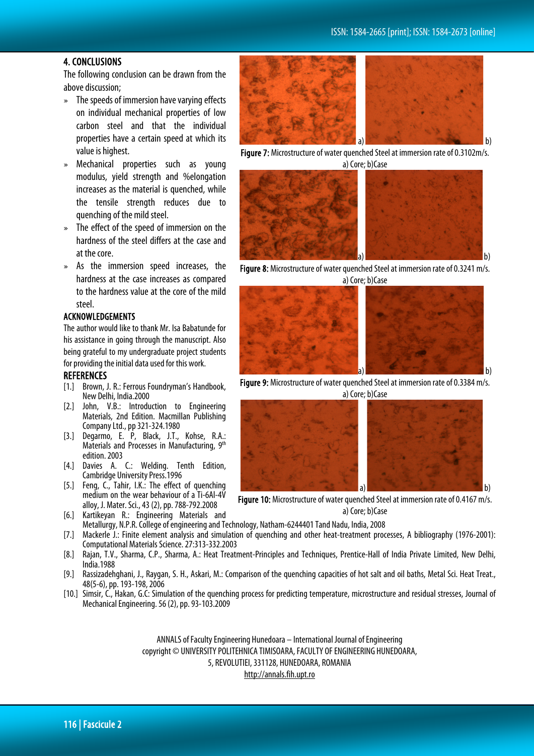## 4. CONCLUSIONS

The following conclusion can be drawn from the above discussion;

- The speeds of immersion have varying effects on individual mechanical properties of low carbon steel and that the individual properties have a certain speed at which its value is highest.
- Mechanical properties such as young modulus, yield strength and %elongation increases as the material is quenched, while the tensile strength reduces due to quenching of the mild steel.
- The effect of the speed of immersion on the hardness of the steel differs at the case and at the core.
- As the immersion speed increases, the hardness at the case increases as compared to the hardness value at the core of the mild steel.

a) b)

**Figure 7:** Microstructure of water quenched Steel at immersion rate of 0.3102m/s. a) Core; b)Case

a) b)

**Figure 8:** Microstructure of water quenched Steel at immersion rate of 0.3241 m/s. a) Core; b)Case

a) b)

**Figure 9:** Microstructure of water quenched Steel at immersion rate of 0.3384 m/s. a) Core; b)Case

a) b)

**Figure 10:** Microstructure of water quenched Steel at immersion rate of 0.4167 m/s. a) Core; b)Case

## ACKNOWLEDGEMENTS

The author would like to thank Mr. Isa Babatunde for his assistance in going through the manuscript. Also being grateful to my undergraduate project students for providing the initial data used for this work.

## REFERENCES

[1.] Brown, J. R.: Ferrous Foundryman's Handbook, New Delhi, India.2000

[2.] John, V.B.: Introduction to Engineering Materials, 2nd Edition. Macmillan Publishing Company Ltd., pp 321-324.1980

[3.] Degarmo, E. P, Black, J.T., Kohse, R.A.: Materials and Processes in Manufacturing, 9th edition. 2003

[4.] Davies A. C.: Welding. Tenth Edition, Cambridge University Press.1996

[5.] Feng, C., Tahir, I.K.: The effect of quenching medium on the wear behaviour of a Ti-6Al-4V alloy, J. Mater. Sci., 43 (2), pp. 788-792.2008

[6.] Kartikeyan R.: Engineering Materials and Metallurgy, N.P.R. College of engineering and Technology, Natham-6244401 Tand Nadu, India, 2008

[7.] Mackerle J.: Finite element analysis and simulation of quenching and other heat-treatment processes, A bibliography (1976-2001): Computational Materials Science. 27:313-332.2003

[8.] Rajan, T.V., Sharma, C.P., Sharma, A.: Heat Treatment-Principles and Techniques, Prentice-Hall of India Private Limited, New Delhi, India.1988

[9.] Rassizadehghani, J., Raygan, S. H., Askari, M.: Comparison of the quenching capacities of hot salt and oil baths, Metal Sci. Heat Treat., 48(5-6), pp. 193-198, 2006

[10.] Simsir, C., Hakan, G.C: Simulation of the quenching process for predicting temperature, microstructure and residual stresses, Journal of Mechanical Engineering. 56 (2), pp. 93-103.2009

ANNALS of Faculty Engineering Hunedoara – International Journal of Engineering
copyright © UNIVERSITY POLITEHNICA TIMISOARA, FACULTY OF ENGINEERING HUNEDOARA,
5, REVOLUTIEI, 331128, HUNEDOARA, ROMANIA
http://annals.fih.upt.ro